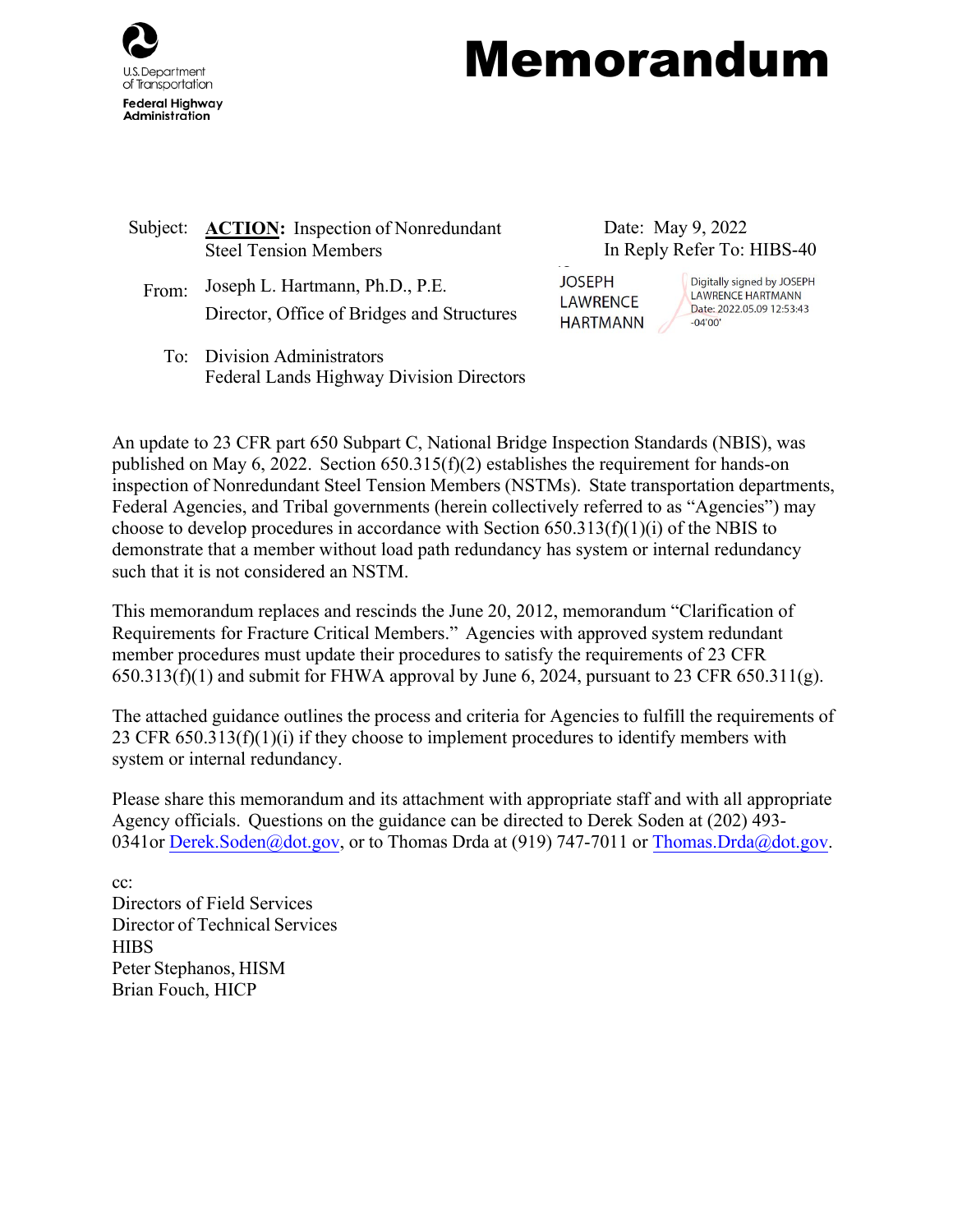U.S. Department of Transportation
Federal Highway Administration

# Memorandum

**Subject:** **ACTION:** Inspection of Nonredundant Steel Tension Members

**Date:** May 9, 2022

**In Reply Refer To:** HIBS-40

**From:** Joseph L. Hartmann, Ph.D., P.E.
Director, Office of Bridges and Structures

JOSEPH LAWRENCE HARTMANN
Digitally signed by JOSEPH LAWRENCE HARTMANN
Date: 2022.05.09 12:53:43 -04'00'

**To:** Division Administrators
Federal Lands Highway Division Directors

An update to 23 CFR part 650 Subpart C, National Bridge Inspection Standards (NBIS), was published on May 6, 2022. Section 650.315(f)(2) establishes the requirement for hands-on inspection of Nonredundant Steel Tension Members (NSTMs). State transportation departments, Federal Agencies, and Tribal governments (herein collectively referred to as "Agencies") may choose to develop procedures in accordance with Section 650.313(f)(1)(i) of the NBIS to demonstrate that a member without load path redundancy has system or internal redundancy such that it is not considered an NSTM.

This memorandum replaces and rescinds the June 20, 2012, memorandum "Clarification of Requirements for Fracture Critical Members." Agencies with approved system redundant member procedures must update their procedures to satisfy the requirements of 23 CFR 650.313(f)(1) and submit for FHWA approval by June 6, 2024, pursuant to 23 CFR 650.311(g).

The attached guidance outlines the process and criteria for Agencies to fulfill the requirements of 23 CFR 650.313(f)(1)(i) if they choose to implement procedures to identify members with system or internal redundancy.

Please share this memorandum and its attachment with appropriate staff and with all appropriate Agency officials. Questions on the guidance can be directed to Derek Soden at (202) 493-0341or Derek.Soden@dot.gov, or to Thomas Drda at (919) 747-7011 or Thomas.Drda@dot.gov.

cc:
Directors of Field Services
Director of Technical Services
HIBS
Peter Stephanos, HISM
Brian Fouch, HICP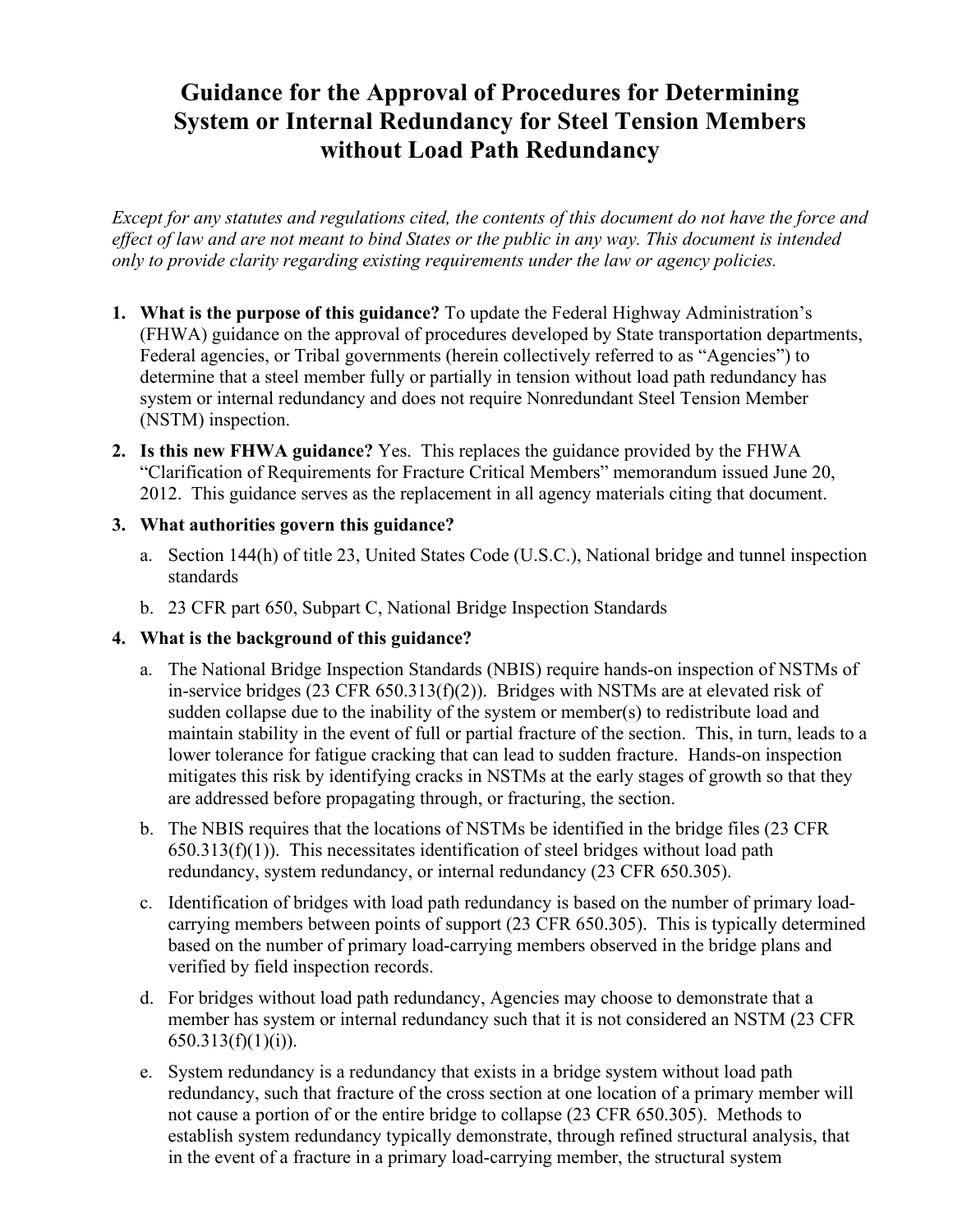# Guidance for the Approval of Procedures for Determining System or Internal Redundancy for Steel Tension Members without Load Path Redundancy

*Except for any statutes and regulations cited, the contents of this document do not have the force and effect of law and are not meant to bind States or the public in any way. This document is intended only to provide clarity regarding existing requirements under the law or agency policies.*

1. **What is the purpose of this guidance?** To update the Federal Highway Administration's (FHWA) guidance on the approval of procedures developed by State transportation departments, Federal agencies, or Tribal governments (herein collectively referred to as "Agencies") to determine that a steel member fully or partially in tension without load path redundancy has system or internal redundancy and does not require Nonredundant Steel Tension Member (NSTM) inspection.

2. **Is this new FHWA guidance?** Yes. This replaces the guidance provided by the FHWA "Clarification of Requirements for Fracture Critical Members" memorandum issued June 20, 2012. This guidance serves as the replacement in all agency materials citing that document.

3. **What authorities govern this guidance?**

   a. Section 144(h) of title 23, United States Code (U.S.C.), National bridge and tunnel inspection standards

   b. 23 CFR part 650, Subpart C, National Bridge Inspection Standards

4. **What is the background of this guidance?**

   a. The National Bridge Inspection Standards (NBIS) require hands-on inspection of NSTMs of in-service bridges (23 CFR 650.313(f)(2)). Bridges with NSTMs are at elevated risk of sudden collapse due to the inability of the system or member(s) to redistribute load and maintain stability in the event of full or partial fracture of the section. This, in turn, leads to a lower tolerance for fatigue cracking that can lead to sudden fracture. Hands-on inspection mitigates this risk by identifying cracks in NSTMs at the early stages of growth so that they are addressed before propagating through, or fracturing, the section.

   b. The NBIS requires that the locations of NSTMs be identified in the bridge files (23 CFR 650.313(f)(1)). This necessitates identification of steel bridges without load path redundancy, system redundancy, or internal redundancy (23 CFR 650.305).

   c. Identification of bridges with load path redundancy is based on the number of primary load-carrying members between points of support (23 CFR 650.305). This is typically determined based on the number of primary load-carrying members observed in the bridge plans and verified by field inspection records.

   d. For bridges without load path redundancy, Agencies may choose to demonstrate that a member has system or internal redundancy such that it is not considered an NSTM (23 CFR 650.313(f)(1)(i)).

   e. System redundancy is a redundancy that exists in a bridge system without load path redundancy, such that fracture of the cross section at one location of a primary member will not cause a portion of or the entire bridge to collapse (23 CFR 650.305). Methods to establish system redundancy typically demonstrate, through refined structural analysis, that in the event of a fracture in a primary load-carrying member, the structural system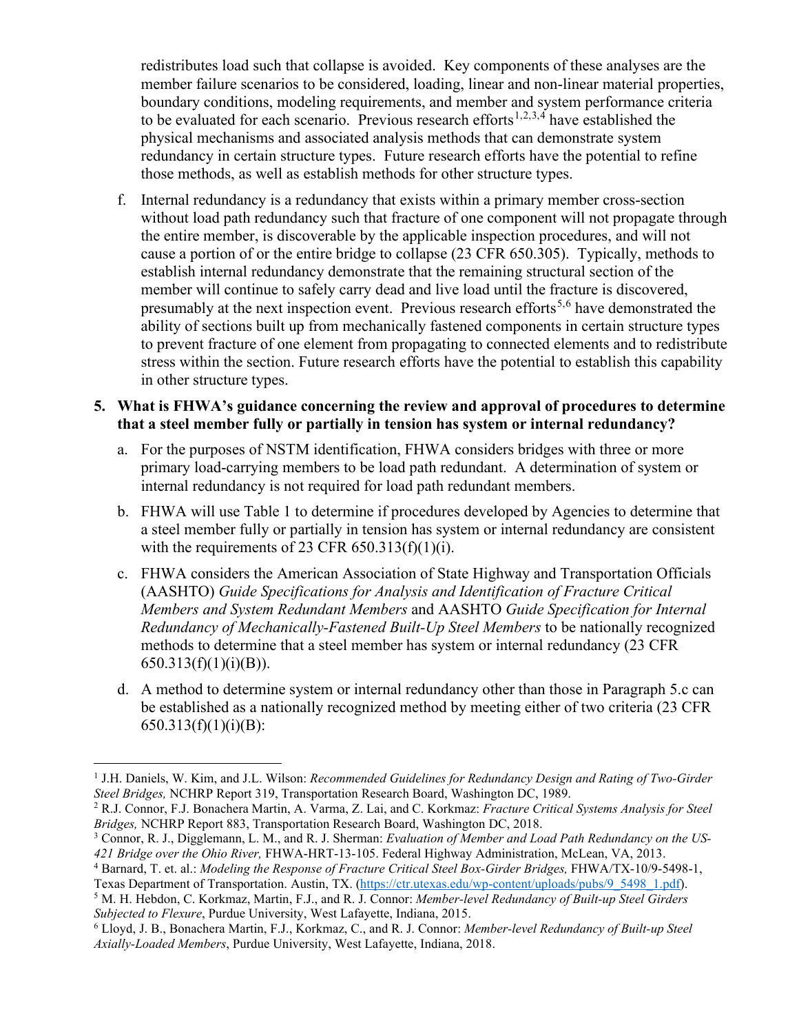redistributes load such that collapse is avoided. Key components of these analyses are the member failure scenarios to be considered, loading, linear and non-linear material properties, boundary conditions, modeling requirements, and member and system performance criteria to be evaluated for each scenario. Previous research efforts[1,2,3,4] have established the physical mechanisms and associated analysis methods that can demonstrate system redundancy in certain structure types. Future research efforts have the potential to refine those methods, as well as establish methods for other structure types.

f. Internal redundancy is a redundancy that exists within a primary member cross-section without load path redundancy such that fracture of one component will not propagate through the entire member, is discoverable by the applicable inspection procedures, and will not cause a portion of or the entire bridge to collapse (23 CFR 650.305). Typically, methods to establish internal redundancy demonstrate that the remaining structural section of the member will continue to safely carry dead and live load until the fracture is discovered, presumably at the next inspection event. Previous research efforts[5,6] have demonstrated the ability of sections built up from mechanically fastened components in certain structure types to prevent fracture of one element from propagating to connected elements and to redistribute stress within the section. Future research efforts have the potential to establish this capability in other structure types.

**5. What is FHWA's guidance concerning the review and approval of procedures to determine that a steel member fully or partially in tension has system or internal redundancy?**

a. For the purposes of NSTM identification, FHWA considers bridges with three or more primary load-carrying members to be load path redundant. A determination of system or internal redundancy is not required for load path redundant members.

b. FHWA will use Table 1 to determine if procedures developed by Agencies to determine that a steel member fully or partially in tension has system or internal redundancy are consistent with the requirements of 23 CFR 650.313(f)(1)(i).

c. FHWA considers the American Association of State Highway and Transportation Officials (AASHTO) *Guide Specifications for Analysis and Identification of Fracture Critical Members and System Redundant Members* and AASHTO *Guide Specification for Internal Redundancy of Mechanically-Fastened Built-Up Steel Members* to be nationally recognized methods to determine that a steel member has system or internal redundancy (23 CFR 650.313(f)(1)(i)(B)).

d. A method to determine system or internal redundancy other than those in Paragraph 5.c can be established as a nationally recognized method by meeting either of two criteria (23 CFR 650.313(f)(1)(i)(B):

---

[1] J.H. Daniels, W. Kim, and J.L. Wilson: *Recommended Guidelines for Redundancy Design and Rating of Two-Girder Steel Bridges,* NCHRP Report 319, Transportation Research Board, Washington DC, 1989.

[2] R.J. Connor, F.J. Bonachera Martin, A. Varma, Z. Lai, and C. Korkmaz: *Fracture Critical Systems Analysis for Steel Bridges,* NCHRP Report 883, Transportation Research Board, Washington DC, 2018.

[3] Connor, R. J., Digglemann, L. M., and R. J. Sherman: *Evaluation of Member and Load Path Redundancy on the US-421 Bridge over the Ohio River,* FHWA-HRT-13-105. Federal Highway Administration, McLean, VA, 2013.

[4] Barnard, T. et. al.: *Modeling the Response of Fracture Critical Steel Box-Girder Bridges,* FHWA/TX-10/9-5498-1, Texas Department of Transportation. Austin, TX. (https://ctr.utexas.edu/wp-content/uploads/pubs/9_5498_1.pdf).

[5] M. H. Hebdon, C. Korkmaz, Martin, F.J., and R. J. Connor: *Member-level Redundancy of Built-up Steel Girders Subjected to Flexure*, Purdue University, West Lafayette, Indiana, 2015.

[6] Lloyd, J. B., Bonachera Martin, F.J., Korkmaz, C., and R. J. Connor: *Member-level Redundancy of Built-up Steel Axially-Loaded Members*, Purdue University, West Lafayette, Indiana, 2018.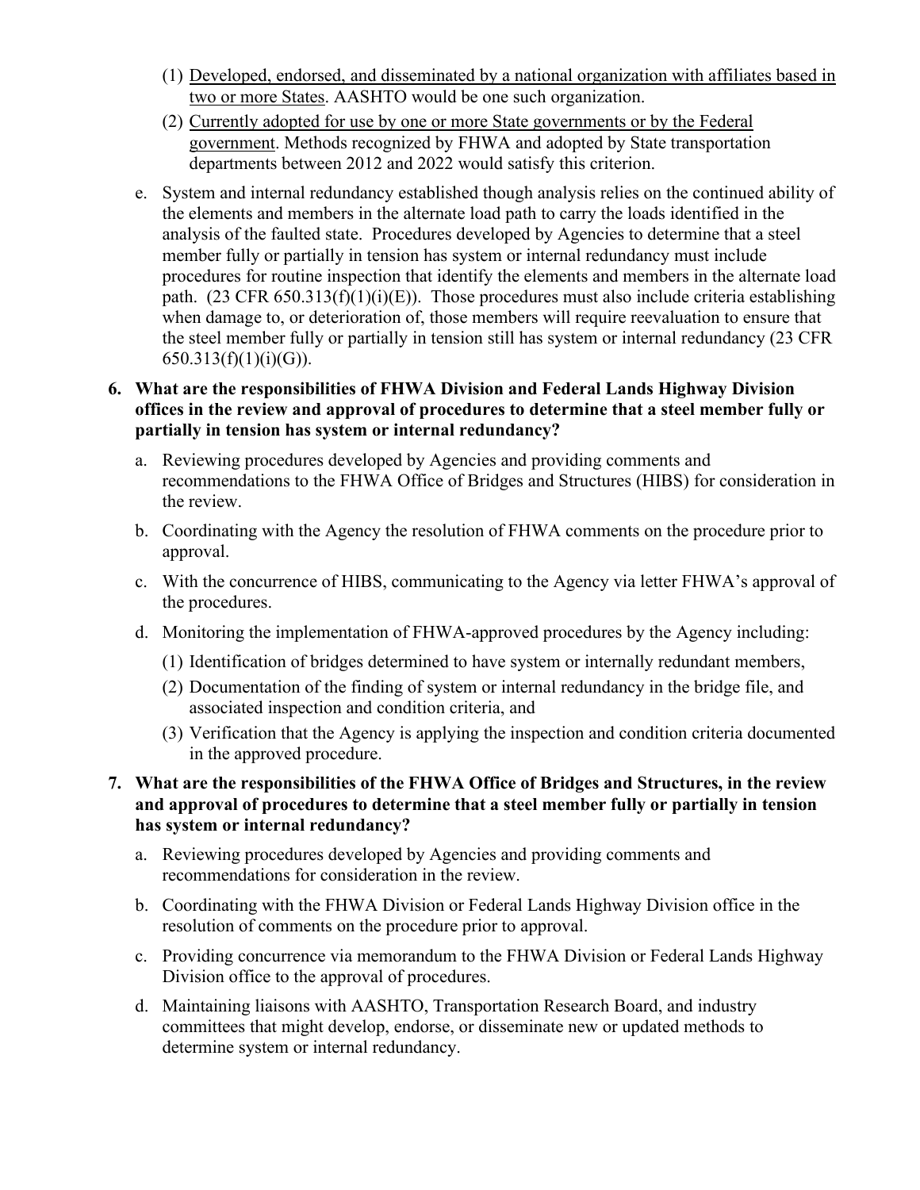(1) Developed, endorsed, and disseminated by a national organization with affiliates based in two or more States. AASHTO would be one such organization.

(2) Currently adopted for use by one or more State governments or by the Federal government. Methods recognized by FHWA and adopted by State transportation departments between 2012 and 2022 would satisfy this criterion.

e. System and internal redundancy established though analysis relies on the continued ability of the elements and members in the alternate load path to carry the loads identified in the analysis of the faulted state. Procedures developed by Agencies to determine that a steel member fully or partially in tension has system or internal redundancy must include procedures for routine inspection that identify the elements and members in the alternate load path. (23 CFR 650.313(f)(1)(i)(E)). Those procedures must also include criteria establishing when damage to, or deterioration of, those members will require reevaluation to ensure that the steel member fully or partially in tension still has system or internal redundancy (23 CFR 650.313(f)(1)(i)(G)).

**6. What are the responsibilities of FHWA Division and Federal Lands Highway Division offices in the review and approval of procedures to determine that a steel member fully or partially in tension has system or internal redundancy?**

a. Reviewing procedures developed by Agencies and providing comments and recommendations to the FHWA Office of Bridges and Structures (HIBS) for consideration in the review.

b. Coordinating with the Agency the resolution of FHWA comments on the procedure prior to approval.

c. With the concurrence of HIBS, communicating to the Agency via letter FHWA's approval of the procedures.

d. Monitoring the implementation of FHWA-approved procedures by the Agency including:

(1) Identification of bridges determined to have system or internally redundant members,

(2) Documentation of the finding of system or internal redundancy in the bridge file, and associated inspection and condition criteria, and

(3) Verification that the Agency is applying the inspection and condition criteria documented in the approved procedure.

**7. What are the responsibilities of the FHWA Office of Bridges and Structures, in the review and approval of procedures to determine that a steel member fully or partially in tension has system or internal redundancy?**

a. Reviewing procedures developed by Agencies and providing comments and recommendations for consideration in the review.

b. Coordinating with the FHWA Division or Federal Lands Highway Division office in the resolution of comments on the procedure prior to approval.

c. Providing concurrence via memorandum to the FHWA Division or Federal Lands Highway Division office to the approval of procedures.

d. Maintaining liaisons with AASHTO, Transportation Research Board, and industry committees that might develop, endorse, or disseminate new or updated methods to determine system or internal redundancy.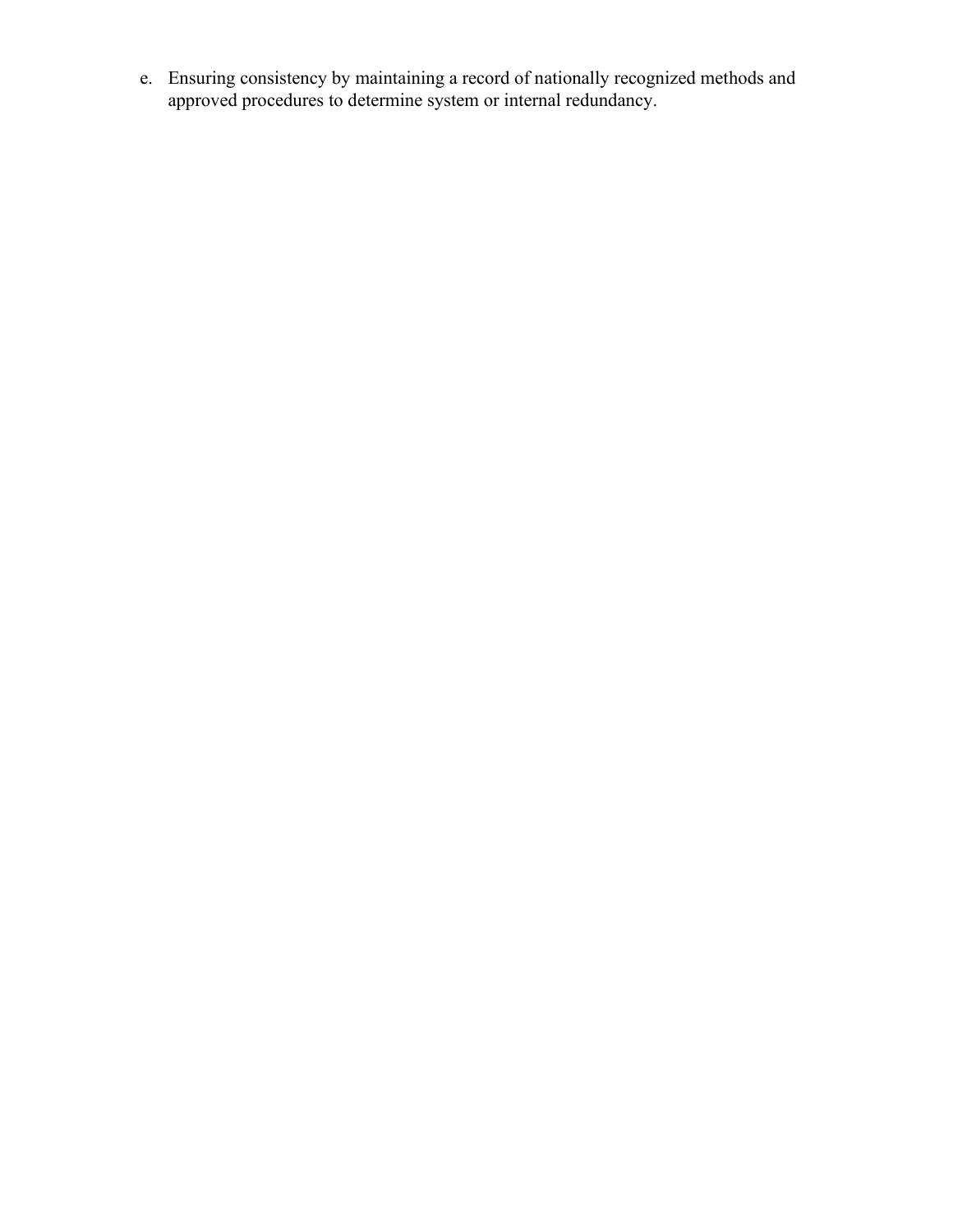e. Ensuring consistency by maintaining a record of nationally recognized methods and approved procedures to determine system or internal redundancy.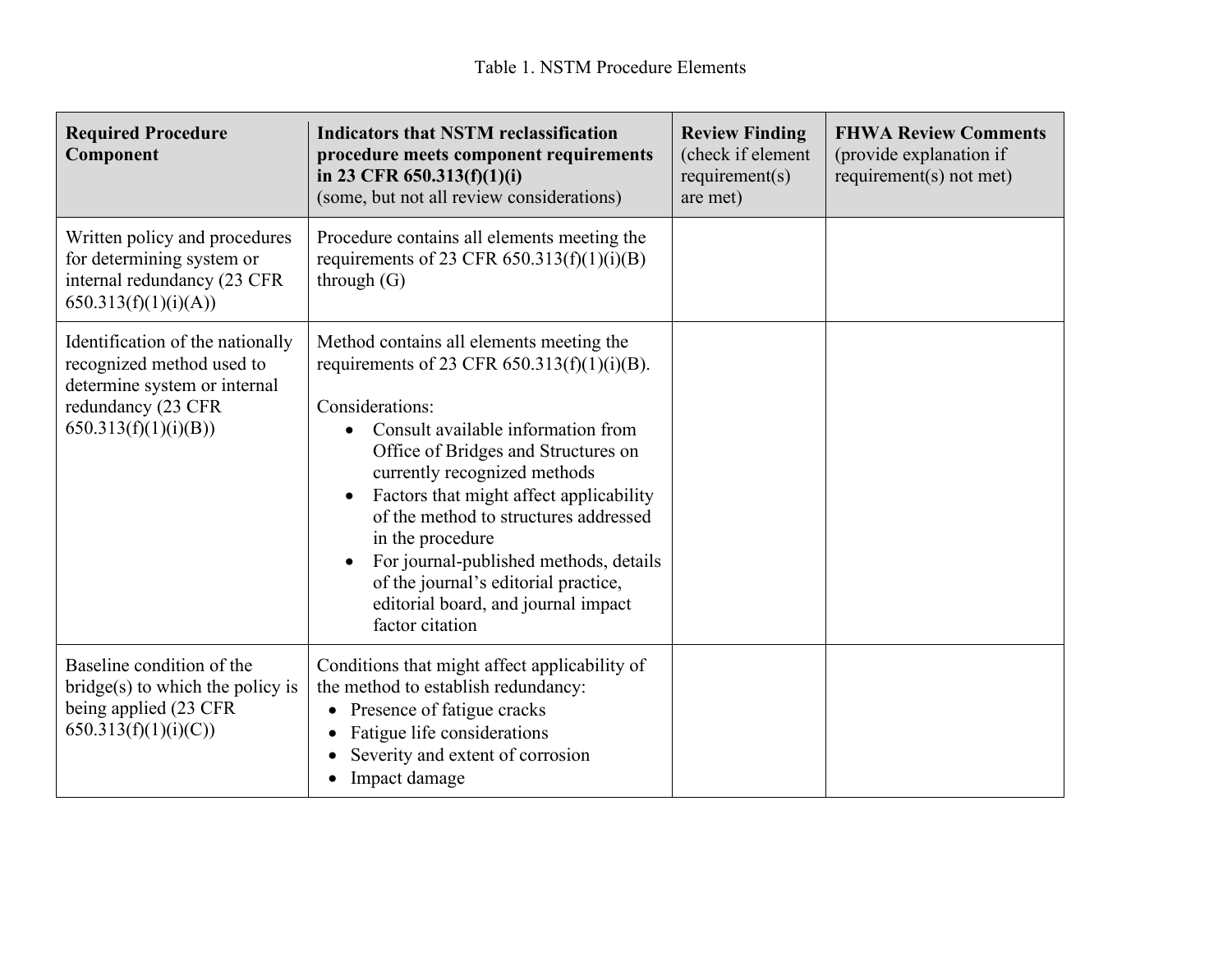Table 1. NSTM Procedure Elements

| **Required Procedure Component** | **Indicators that NSTM reclassification procedure meets component requirements in 23 CFR 650.313(f)(1)(i)** (some, but not all review considerations) | **Review Finding** (check if element requirement(s) are met) | **FHWA Review Comments** (provide explanation if requirement(s) not met) |
|---|---|---|---|
| Written policy and procedures for determining system or internal redundancy (23 CFR 650.313(f)(1)(i)(A)) | Procedure contains all elements meeting the requirements of 23 CFR 650.313(f)(1)(i)(B) through (G) | | |
| Identification of the nationally recognized method used to determine system or internal redundancy (23 CFR 650.313(f)(1)(i)(B)) | Method contains all elements meeting the requirements of 23 CFR 650.313(f)(1)(i)(B).<br><br>Considerations:<br>• Consult available information from Office of Bridges and Structures on currently recognized methods<br>• Factors that might affect applicability of the method to structures addressed in the procedure<br>• For journal-published methods, details of the journal's editorial practice, editorial board, and journal impact factor citation | | |
| Baseline condition of the bridge(s) to which the policy is being applied (23 CFR 650.313(f)(1)(i)(C)) | Conditions that might affect applicability of the method to establish redundancy:<br>• Presence of fatigue cracks<br>• Fatigue life considerations<br>• Severity and extent of corrosion<br>• Impact damage | | |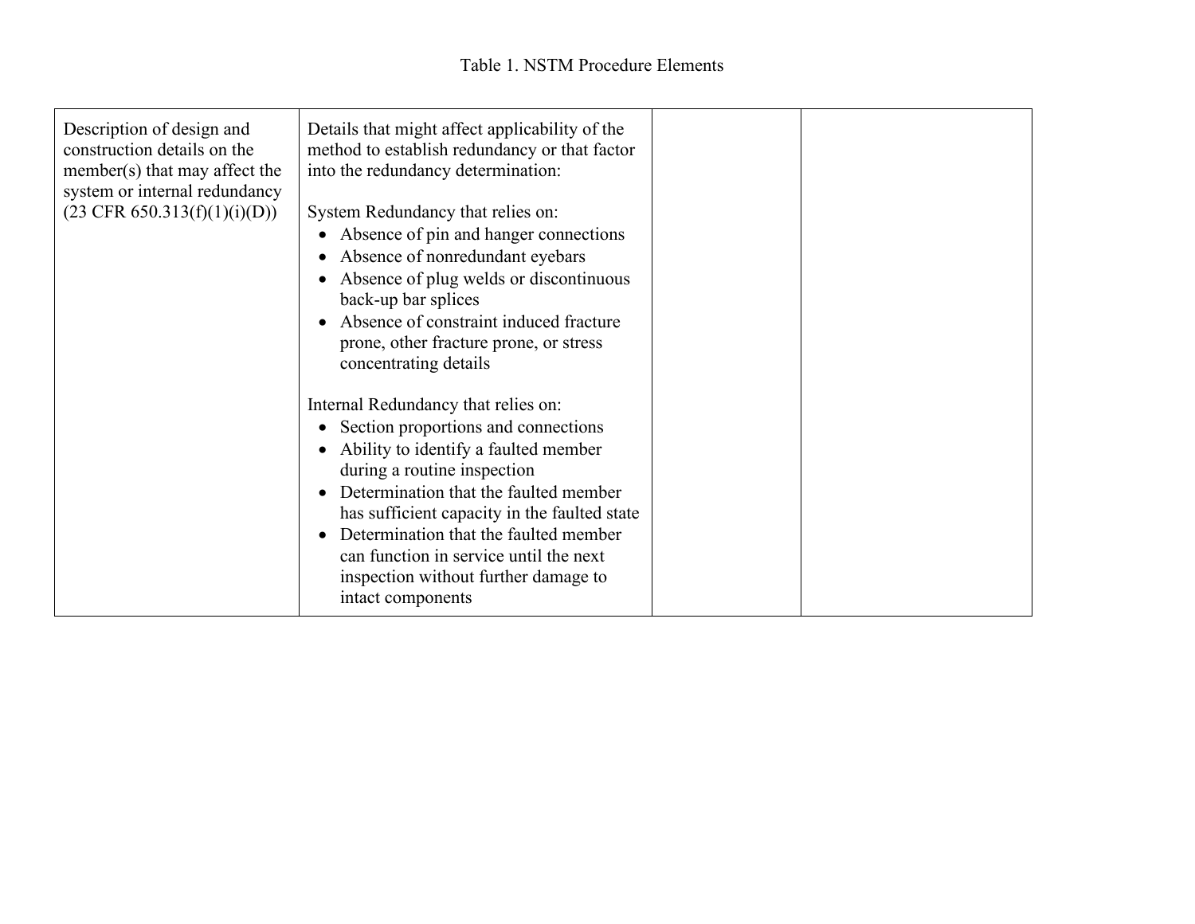Table 1. NSTM Procedure Elements

| | | | |
|---|---|---|---|
| Description of design and construction details on the member(s) that may affect the system or internal redundancy (23 CFR 650.313(f)(1)(i)(D)) | Details that might affect applicability of the method to establish redundancy or that factor into the redundancy determination:<br><br>System Redundancy that relies on:<br>• Absence of pin and hanger connections<br>• Absence of nonredundant eyebars<br>• Absence of plug welds or discontinuous back-up bar splices<br>• Absence of constraint induced fracture prone, other fracture prone, or stress concentrating details<br><br>Internal Redundancy that relies on:<br>• Section proportions and connections<br>• Ability to identify a faulted member during a routine inspection<br>• Determination that the faulted member has sufficient capacity in the faulted state<br>• Determination that the faulted member can function in service until the next inspection without further damage to intact components | | |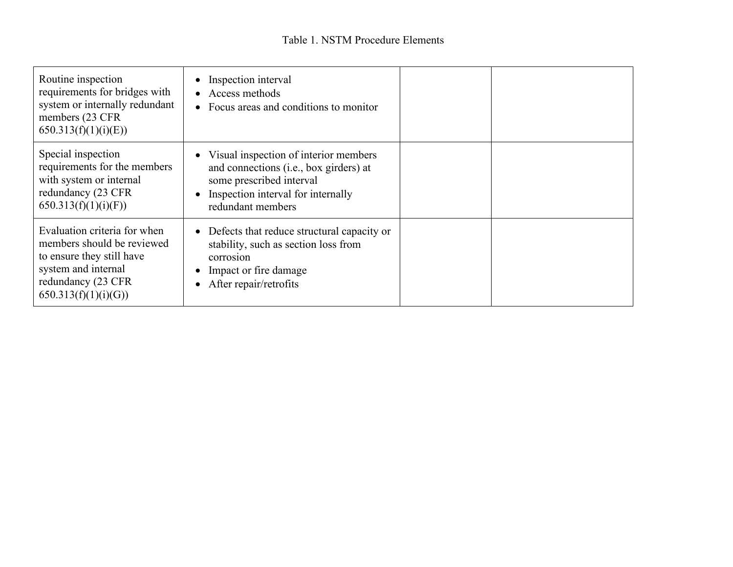Table 1. NSTM Procedure Elements

| | | | |
|---|---|---|---|
| Routine inspection requirements for bridges with system or internally redundant members (23 CFR 650.313(f)(1)(i)(E)) | • Inspection interval<br>• Access methods<br>• Focus areas and conditions to monitor | | |
| Special inspection requirements for the members with system or internal redundancy (23 CFR 650.313(f)(1)(i)(F)) | • Visual inspection of interior members and connections (i.e., box girders) at some prescribed interval<br>• Inspection interval for internally redundant members | | |
| Evaluation criteria for when members should be reviewed to ensure they still have system and internal redundancy (23 CFR 650.313(f)(1)(i)(G)) | • Defects that reduce structural capacity or stability, such as section loss from corrosion<br>• Impact or fire damage<br>• After repair/retrofits | | |